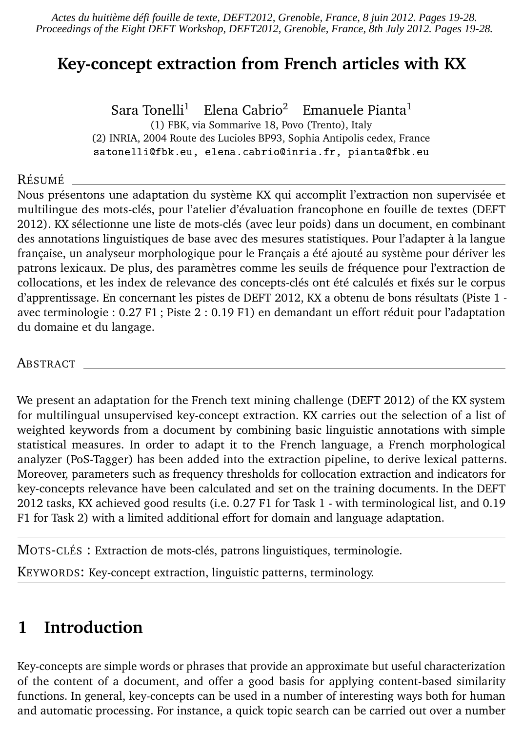*Actes du huitième défi fouille de texte, DEFT2012, Grenoble, France, 8 juin 2012. Pages 19-28.*
*Proceedings of the Eight DEFT Workshop, DEFT2012, Grenoble, France, 8th July 2012. Pages 19-28.*

# Key-concept extraction from French articles with KX

Sara Tonelli[1] Elena Cabrio[2] Emanuele Pianta[1]

(1) FBK, via Sommarive 18, Povo (Trento), Italy
(2) INRIA, 2004 Route des Lucioles BP93, Sophia Antipolis cedex, France
satonelli@fbk.eu, elena.cabrio@inria.fr, pianta@fbk.eu

## Résumé

Nous présentons une adaptation du système KX qui accomplit l'extraction non supervisée et multilingue des mots-clés, pour l'atelier d'évaluation francophone en fouille de textes (DEFT 2012). KX sélectionne une liste de mots-clés (avec leur poids) dans un document, en combinant des annotations linguistiques de base avec des mesures statistiques. Pour l'adapter à la langue française, un analyseur morphologique pour le Français a été ajouté au système pour dériver les patrons lexicaux. De plus, des paramètres comme les seuils de fréquence pour l'extraction de collocations, et les index de relevance des concepts-clés ont été calculés et fixés sur le corpus d'apprentissage. En concernant les pistes de DEFT 2012, KX a obtenu de bons résultats (Piste 1 - avec terminologie : 0.27 F1 ; Piste 2 : 0.19 F1) en demandant un effort réduit pour l'adaptation du domaine et du langage.

## Abstract

We present an adaptation for the French text mining challenge (DEFT 2012) of the KX system for multilingual unsupervised key-concept extraction. KX carries out the selection of a list of weighted keywords from a document by combining basic linguistic annotations with simple statistical measures. In order to adapt it to the French language, a French morphological analyzer (PoS-Tagger) has been added into the extraction pipeline, to derive lexical patterns. Moreover, parameters such as frequency thresholds for collocation extraction and indicators for key-concepts relevance have been calculated and set on the training documents. In the DEFT 2012 tasks, KX achieved good results (i.e. 0.27 F1 for Task 1 - with terminological list, and 0.19 F1 for Task 2) with a limited additional effort for domain and language adaptation.

Mots-clés : Extraction de mots-clés, patrons linguistiques, terminologie.

Keywords: Key-concept extraction, linguistic patterns, terminology.

## 1 Introduction

Key-concepts are simple words or phrases that provide an approximate but useful characterization of the content of a document, and offer a good basis for applying content-based similarity functions. In general, key-concepts can be used in a number of interesting ways both for human and automatic processing. For instance, a quick topic search can be carried out over a number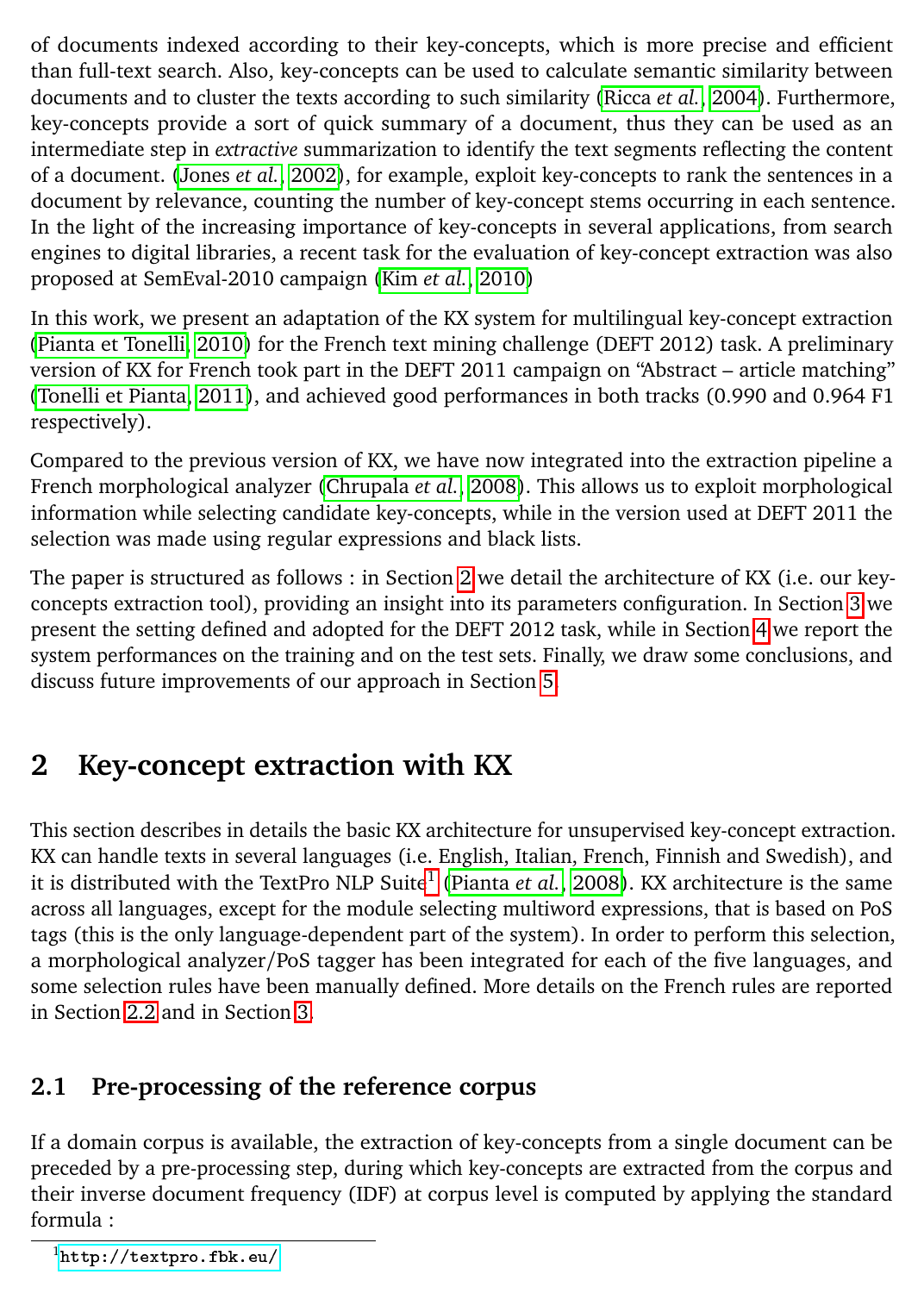of documents indexed according to their key-concepts, which is more precise and efficient than full-text search. Also, key-concepts can be used to calculate semantic similarity between documents and to cluster the texts according to such similarity (Ricca *et al.*, 2004). Furthermore, key-concepts provide a sort of quick summary of a document, thus they can be used as an intermediate step in *extractive* summarization to identify the text segments reflecting the content of a document. (Jones *et al.*, 2002), for example, exploit key-concepts to rank the sentences in a document by relevance, counting the number of key-concept stems occurring in each sentence. In the light of the increasing importance of key-concepts in several applications, from search engines to digital libraries, a recent task for the evaluation of key-concept extraction was also proposed at SemEval-2010 campaign (Kim *et al.*, 2010)

In this work, we present an adaptation of the KX system for multilingual key-concept extraction (Pianta et Tonelli, 2010) for the French text mining challenge (DEFT 2012) task. A preliminary version of KX for French took part in the DEFT 2011 campaign on "Abstract – article matching" (Tonelli et Pianta, 2011), and achieved good performances in both tracks (0.990 and 0.964 F1 respectively).

Compared to the previous version of KX, we have now integrated into the extraction pipeline a French morphological analyzer (Chrupala *et al.*, 2008). This allows us to exploit morphological information while selecting candidate key-concepts, while in the version used at DEFT 2011 the selection was made using regular expressions and black lists.

The paper is structured as follows : in Section 2 we detail the architecture of KX (i.e. our key-concepts extraction tool), providing an insight into its parameters configuration. In Section 3 we present the setting defined and adopted for the DEFT 2012 task, while in Section 4 we report the system performances on the training and on the test sets. Finally, we draw some conclusions, and discuss future improvements of our approach in Section 5.

# 2 Key-concept extraction with KX

This section describes in details the basic KX architecture for unsupervised key-concept extraction. KX can handle texts in several languages (i.e. English, Italian, French, Finnish and Swedish), and it is distributed with the TextPro NLP Suite[1] (Pianta *et al.*, 2008). KX architecture is the same across all languages, except for the module selecting multiword expressions, that is based on PoS tags (this is the only language-dependent part of the system). In order to perform this selection, a morphological analyzer/PoS tagger has been integrated for each of the five languages, and some selection rules have been manually defined. More details on the French rules are reported in Section 2.2 and in Section 3.

## 2.1 Pre-processing of the reference corpus

If a domain corpus is available, the extraction of key-concepts from a single document can be preceded by a pre-processing step, during which key-concepts are extracted from the corpus and their inverse document frequency (IDF) at corpus level is computed by applying the standard formula :

[1] http://textpro.fbk.eu/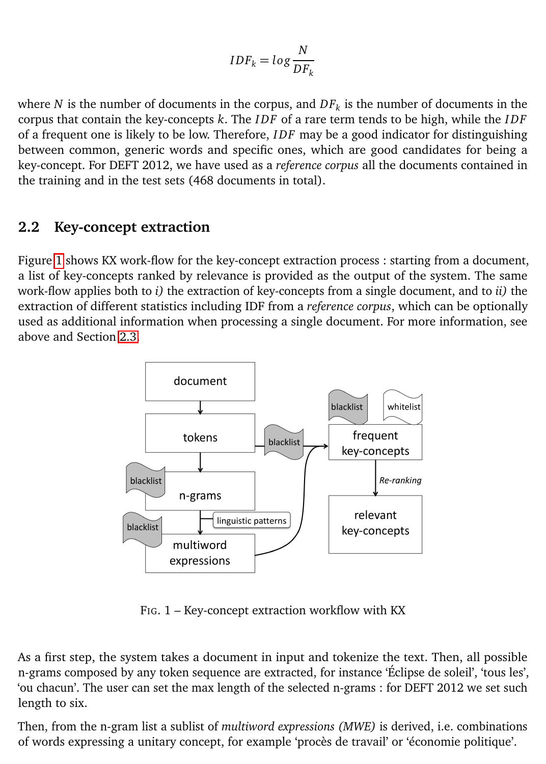$$IDF_k = log \frac{N}{DF_k}$$

where $N$ is the number of documents in the corpus, and $DF_k$ is the number of documents in the corpus that contain the key-concepts $k$. The $IDF$ of a rare term tends to be high, while the $IDF$ of a frequent one is likely to be low. Therefore, $IDF$ may be a good indicator for distinguishing between common, generic words and specific ones, which are good candidates for being a key-concept. For DEFT 2012, we have used as a *reference corpus* all the documents contained in the training and in the test sets (468 documents in total).

## 2.2 Key-concept extraction

Figure 1 shows KX work-flow for the key-concept extraction process : starting from a document, a list of key-concepts ranked by relevance is provided as the output of the system. The same work-flow applies both to *i)* the extraction of key-concepts from a single document, and to *ii)* the extraction of different statistics including IDF from a *reference corpus*, which can be optionally used as additional information when processing a single document. For more information, see above and Section 2.3.

FIG. 1 – Key-concept extraction workflow with KX

As a first step, the system takes a document in input and tokenize the text. Then, all possible n-grams composed by any token sequence are extracted, for instance 'Éclipse de soleil', 'tous les', 'ou chacun'. The user can set the max length of the selected n-grams : for DEFT 2012 we set such length to six.

Then, from the n-gram list a sublist of *multiword expressions (MWE)* is derived, i.e. combinations of words expressing a unitary concept, for example 'procès de travail' or 'économie politique'.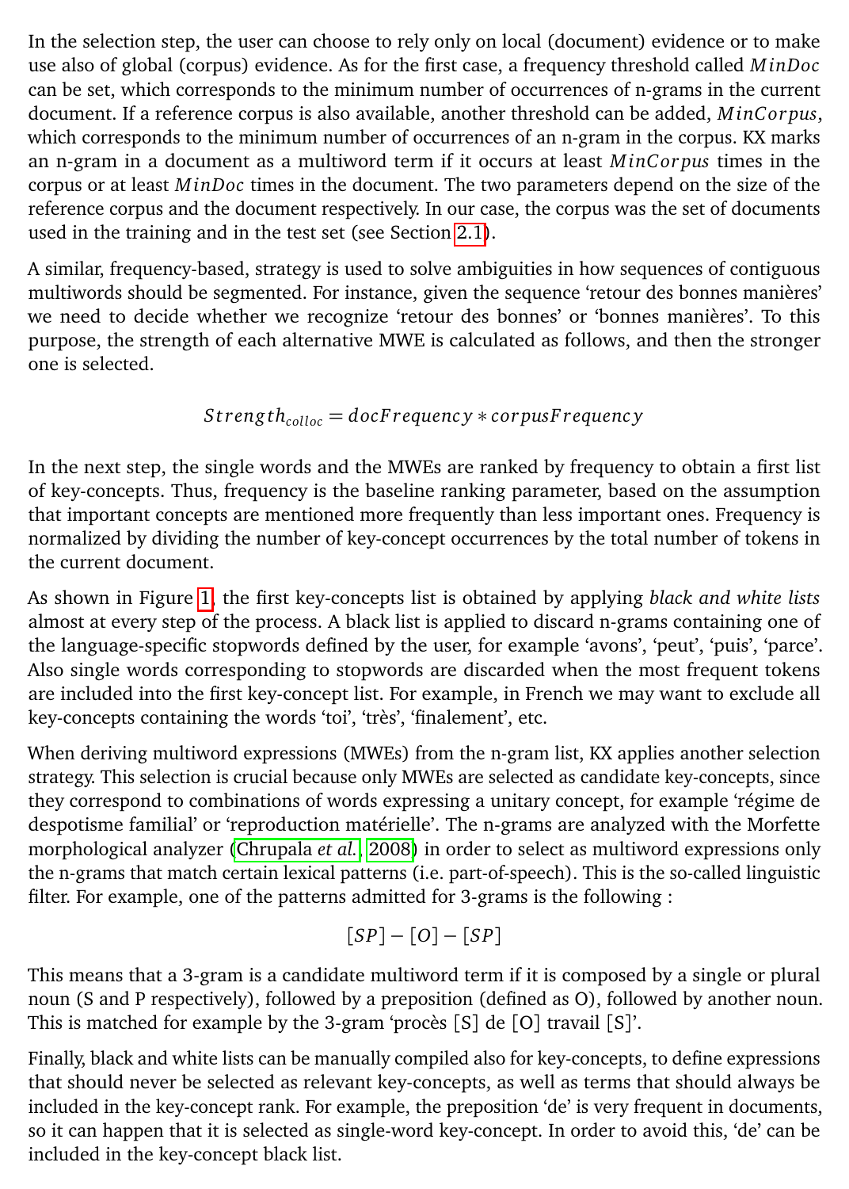In the selection step, the user can choose to rely only on local (document) evidence or to make use also of global (corpus) evidence. As for the first case, a frequency threshold called $MinDoc$ can be set, which corresponds to the minimum number of occurrences of n-grams in the current document. If a reference corpus is also available, another threshold can be added, $MinCorpus$, which corresponds to the minimum number of occurrences of an n-gram in the corpus. KX marks an n-gram in a document as a multiword term if it occurs at least $MinCorpus$ times in the corpus or at least $MinDoc$ times in the document. The two parameters depend on the size of the reference corpus and the document respectively. In our case, the corpus was the set of documents used in the training and in the test set (see Section 2.1).

A similar, frequency-based, strategy is used to solve ambiguities in how sequences of contiguous multiwords should be segmented. For instance, given the sequence 'retour des bonnes manières' we need to decide whether we recognize 'retour des bonnes' or 'bonnes manières'. To this purpose, the strength of each alternative MWE is calculated as follows, and then the stronger one is selected.

$$Strength_{colloc} = docFrequency * corpusFrequency$$

In the next step, the single words and the MWEs are ranked by frequency to obtain a first list of key-concepts. Thus, frequency is the baseline ranking parameter, based on the assumption that important concepts are mentioned more frequently than less important ones. Frequency is normalized by dividing the number of key-concept occurrences by the total number of tokens in the current document.

As shown in Figure 1, the first key-concepts list is obtained by applying *black and white lists* almost at every step of the process. A black list is applied to discard n-grams containing one of the language-specific stopwords defined by the user, for example 'avons', 'peut', 'puis', 'parce'. Also single words corresponding to stopwords are discarded when the most frequent tokens are included into the first key-concept list. For example, in French we may want to exclude all key-concepts containing the words 'toi', 'très', 'finalement', etc.

When deriving multiword expressions (MWEs) from the n-gram list, KX applies another selection strategy. This selection is crucial because only MWEs are selected as candidate key-concepts, since they correspond to combinations of words expressing a unitary concept, for example 'régime de despotisme familial' or 'reproduction matérielle'. The n-grams are analyzed with the Morfette morphological analyzer (Chrupala *et al.*, 2008) in order to select as multiword expressions only the n-grams that match certain lexical patterns (i.e. part-of-speech). This is the so-called linguistic filter. For example, one of the patterns admitted for 3-grams is the following :

$$[SP] - [O] - [SP]$$

This means that a 3-gram is a candidate multiword term if it is composed by a single or plural noun (S and P respectively), followed by a preposition (defined as O), followed by another noun. This is matched for example by the 3-gram 'procès [S] de [O] travail [S]'.

Finally, black and white lists can be manually compiled also for key-concepts, to define expressions that should never be selected as relevant key-concepts, as well as terms that should always be included in the key-concept rank. For example, the preposition 'de' is very frequent in documents, so it can happen that it is selected as single-word key-concept. In order to avoid this, 'de' can be included in the key-concept black list.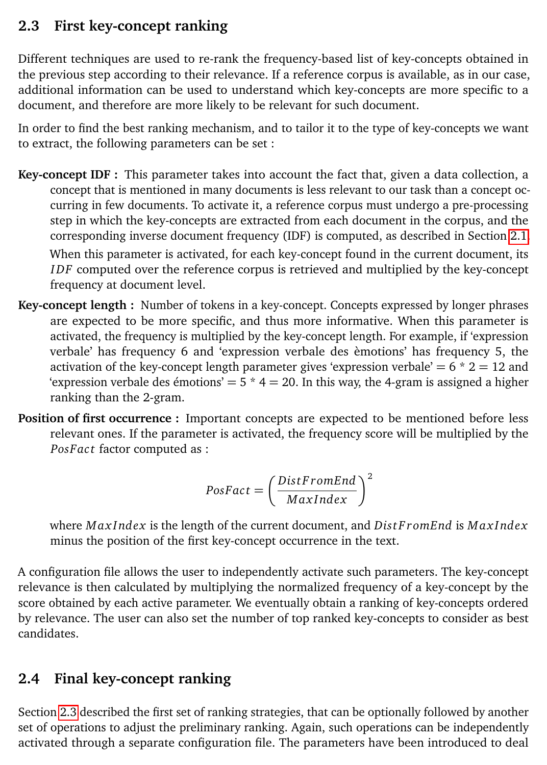## 2.3 First key-concept ranking

Different techniques are used to re-rank the frequency-based list of key-concepts obtained in the previous step according to their relevance. If a reference corpus is available, as in our case, additional information can be used to understand which key-concepts are more specific to a document, and therefore are more likely to be relevant for such document.

In order to find the best ranking mechanism, and to tailor it to the type of key-concepts we want to extract, the following parameters can be set :

**Key-concept IDF :** This parameter takes into account the fact that, given a data collection, a concept that is mentioned in many documents is less relevant to our task than a concept occurring in few documents. To activate it, a reference corpus must undergo a pre-processing step in which the key-concepts are extracted from each document in the corpus, and the corresponding inverse document frequency (IDF) is computed, as described in Section 2.1.

When this parameter is activated, for each key-concept found in the current document, its $IDF$ computed over the reference corpus is retrieved and multiplied by the key-concept frequency at document level.

**Key-concept length :** Number of tokens in a key-concept. Concepts expressed by longer phrases are expected to be more specific, and thus more informative. When this parameter is activated, the frequency is multiplied by the key-concept length. For example, if 'expression verbale' has frequency 6 and 'expression verbale des èmotions' has frequency 5, the activation of the key-concept length parameter gives 'expression verbale' = 6 * 2 = 12 and 'expression verbale des émotions' = 5 * 4 = 20. In this way, the 4-gram is assigned a higher ranking than the 2-gram.

**Position of first occurrence :** Important concepts are expected to be mentioned before less relevant ones. If the parameter is activated, the frequency score will be multiplied by the $PosFact$ factor computed as :

$$PosFact = \left(\frac{DistFromEnd}{MaxIndex}\right)^2$$

where $MaxIndex$ is the length of the current document, and $DistFromEnd$ is $MaxIndex$ minus the position of the first key-concept occurrence in the text.

A configuration file allows the user to independently activate such parameters. The key-concept relevance is then calculated by multiplying the normalized frequency of a key-concept by the score obtained by each active parameter. We eventually obtain a ranking of key-concepts ordered by relevance. The user can also set the number of top ranked key-concepts to consider as best candidates.

## 2.4 Final key-concept ranking

Section 2.3 described the first set of ranking strategies, that can be optionally followed by another set of operations to adjust the preliminary ranking. Again, such operations can be independently activated through a separate configuration file. The parameters have been introduced to deal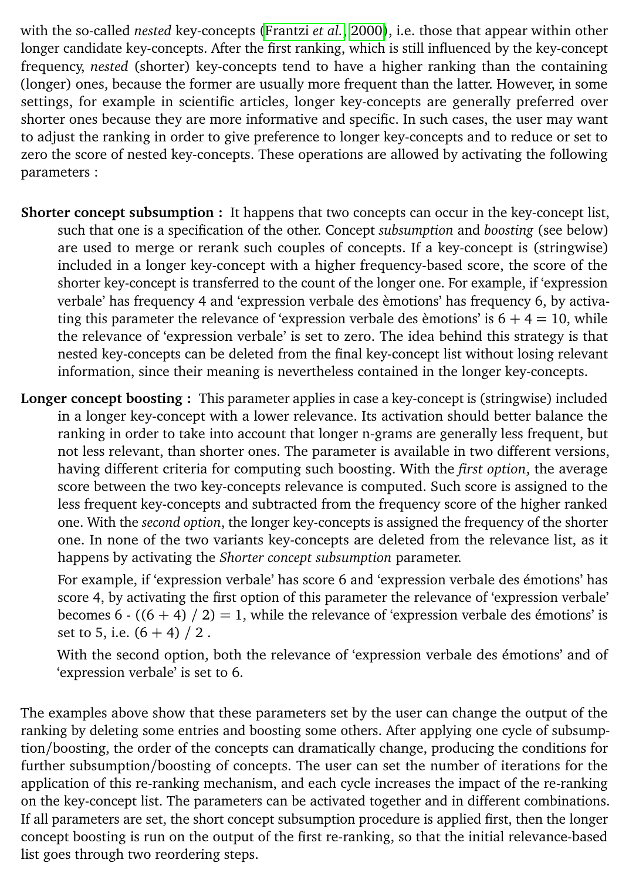with the so-called *nested* key-concepts (Frantzi *et al.*, 2000), i.e. those that appear within other longer candidate key-concepts. After the first ranking, which is still influenced by the key-concept frequency, *nested* (shorter) key-concepts tend to have a higher ranking than the containing (longer) ones, because the former are usually more frequent than the latter. However, in some settings, for example in scientific articles, longer key-concepts are generally preferred over shorter ones because they are more informative and specific. In such cases, the user may want to adjust the ranking in order to give preference to longer key-concepts and to reduce or set to zero the score of nested key-concepts. These operations are allowed by activating the following parameters :

**Shorter concept subsumption :** It happens that two concepts can occur in the key-concept list, such that one is a specification of the other. Concept *subsumption* and *boosting* (see below) are used to merge or rerank such couples of concepts. If a key-concept is (stringwise) included in a longer key-concept with a higher frequency-based score, the score of the shorter key-concept is transferred to the count of the longer one. For example, if 'expression verbale' has frequency 4 and 'expression verbale des èmotions' has frequency 6, by activating this parameter the relevance of 'expression verbale des èmotions' is 6 + 4 = 10, while the relevance of 'expression verbale' is set to zero. The idea behind this strategy is that nested key-concepts can be deleted from the final key-concept list without losing relevant information, since their meaning is nevertheless contained in the longer key-concepts.

**Longer concept boosting :** This parameter applies in case a key-concept is (stringwise) included in a longer key-concept with a lower relevance. Its activation should better balance the ranking in order to take into account that longer n-grams are generally less frequent, but not less relevant, than shorter ones. The parameter is available in two different versions, having different criteria for computing such boosting. With the *first option*, the average score between the two key-concepts relevance is computed. Such score is assigned to the less frequent key-concepts and subtracted from the frequency score of the higher ranked one. With the *second option*, the longer key-concepts is assigned the frequency of the shorter one. In none of the two variants key-concepts are deleted from the relevance list, as it happens by activating the *Shorter concept subsumption* parameter.

For example, if 'expression verbale' has score 6 and 'expression verbale des émotions' has score 4, by activating the first option of this parameter the relevance of 'expression verbale' becomes 6 - ((6 + 4) / 2) = 1, while the relevance of 'expression verbale des émotions' is set to 5, i.e. (6 + 4) / 2 .

With the second option, both the relevance of 'expression verbale des émotions' and of 'expression verbale' is set to 6.

The examples above show that these parameters set by the user can change the output of the ranking by deleting some entries and boosting some others. After applying one cycle of subsumption/boosting, the order of the concepts can dramatically change, producing the conditions for further subsumption/boosting of concepts. The user can set the number of iterations for the application of this re-ranking mechanism, and each cycle increases the impact of the re-ranking on the key-concept list. The parameters can be activated together and in different combinations. If all parameters are set, the short concept subsumption procedure is applied first, then the longer concept boosting is run on the output of the first re-ranking, so that the initial relevance-based list goes through two reordering steps.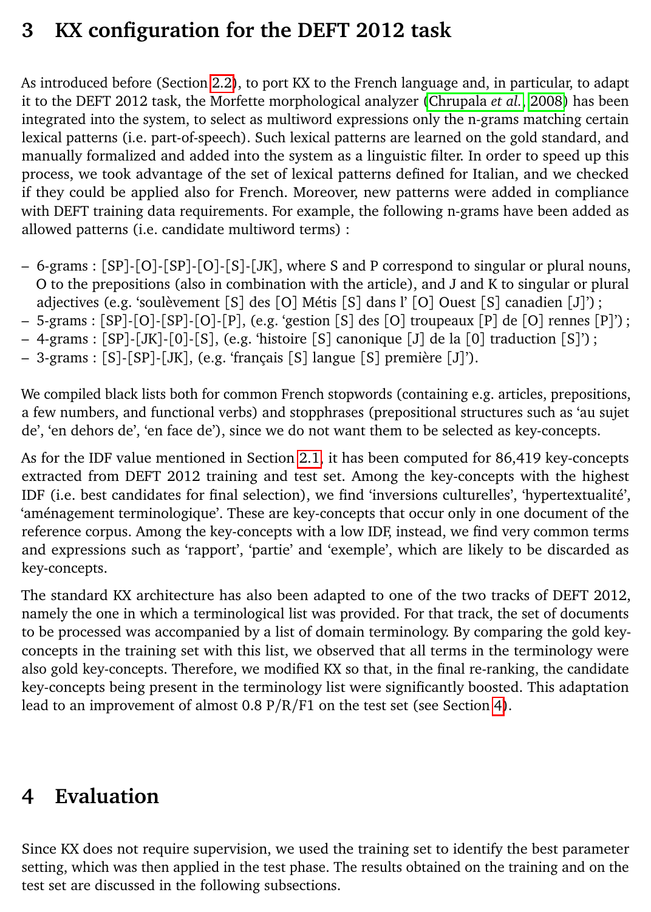## 3 KX configuration for the DEFT 2012 task

As introduced before (Section 2.2), to port KX to the French language and, in particular, to adapt it to the DEFT 2012 task, the Morfette morphological analyzer (Chrupala *et al.*, 2008) has been integrated into the system, to select as multiword expressions only the n-grams matching certain lexical patterns (i.e. part-of-speech). Such lexical patterns are learned on the gold standard, and manually formalized and added into the system as a linguistic filter. In order to speed up this process, we took advantage of the set of lexical patterns defined for Italian, and we checked if they could be applied also for French. Moreover, new patterns were added in compliance with DEFT training data requirements. For example, the following n-grams have been added as allowed patterns (i.e. candidate multiword terms) :

- 6-grams : [SP]-[O]-[SP]-[O]-[S]-[JK], where S and P correspond to singular or plural nouns, O to the prepositions (also in combination with the article), and J and K to singular or plural adjectives (e.g. 'soulèvement [S] des [O] Métis [S] dans l' [O] Ouest [S] canadien [J]') ;
- 5-grams : [SP]-[O]-[SP]-[O]-[P], (e.g. 'gestion [S] des [O] troupeaux [P] de [O] rennes [P]') ;
- 4-grams : [SP]-[JK]-[0]-[S], (e.g. 'histoire [S] canonique [J] de la [0] traduction [S]') ;
- 3-grams : [S]-[SP]-[JK], (e.g. 'français [S] langue [S] première [J]').

We compiled black lists both for common French stopwords (containing e.g. articles, prepositions, a few numbers, and functional verbs) and stopphrases (prepositional structures such as 'au sujet de', 'en dehors de', 'en face de'), since we do not want them to be selected as key-concepts.

As for the IDF value mentioned in Section 2.1, it has been computed for 86,419 key-concepts extracted from DEFT 2012 training and test set. Among the key-concepts with the highest IDF (i.e. best candidates for final selection), we find 'inversions culturelles', 'hypertextualité', 'aménagement terminologique'. These are key-concepts that occur only in one document of the reference corpus. Among the key-concepts with a low IDF, instead, we find very common terms and expressions such as 'rapport', 'partie' and 'exemple', which are likely to be discarded as key-concepts.

The standard KX architecture has also been adapted to one of the two tracks of DEFT 2012, namely the one in which a terminological list was provided. For that track, the set of documents to be processed was accompanied by a list of domain terminology. By comparing the gold key-concepts in the training set with this list, we observed that all terms in the terminology were also gold key-concepts. Therefore, we modified KX so that, in the final re-ranking, the candidate key-concepts being present in the terminology list were significantly boosted. This adaptation lead to an improvement of almost 0.8 P/R/F1 on the test set (see Section 4).

## 4 Evaluation

Since KX does not require supervision, we used the training set to identify the best parameter setting, which was then applied in the test phase. The results obtained on the training and on the test set are discussed in the following subsections.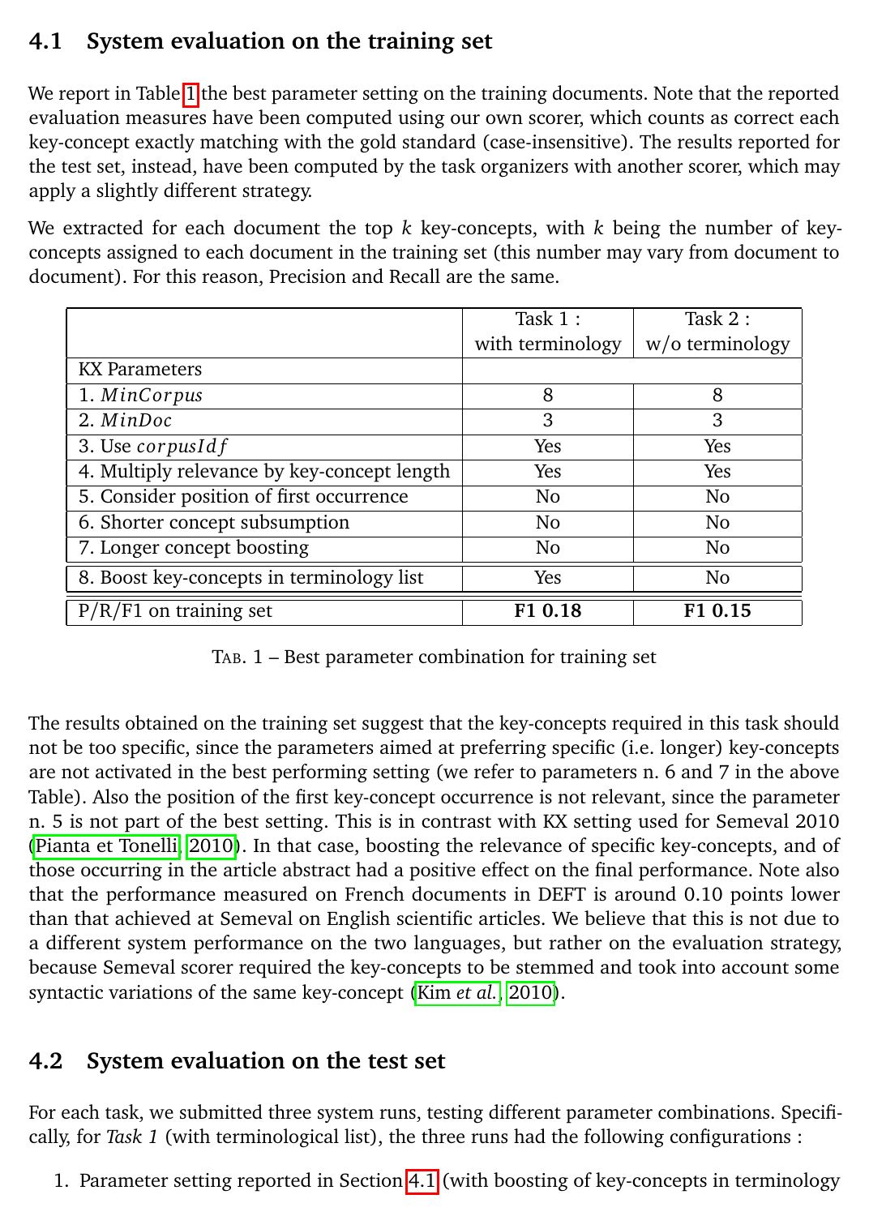### 4.1 System evaluation on the training set

We report in Table 1 the best parameter setting on the training documents. Note that the reported evaluation measures have been computed using our own scorer, which counts as correct each key-concept exactly matching with the gold standard (case-insensitive). The results reported for the test set, instead, have been computed by the task organizers with another scorer, which may apply a slightly different strategy.

We extracted for each document the top $k$ key-concepts, with $k$ being the number of key-concepts assigned to each document in the training set (this number may vary from document to document). For this reason, Precision and Recall are the same.

| | Task 1 : with terminology | Task 2 : w/o terminology |
|---|---|---|
| KX Parameters | | |
| 1. $MinCorpus$ | 8 | 8 |
| 2. $MinDoc$ | 3 | 3 |
| 3. Use $corpusIdf$ | Yes | Yes |
| 4. Multiply relevance by key-concept length | Yes | Yes |
| 5. Consider position of first occurrence | No | No |
| 6. Shorter concept subsumption | No | No |
| 7. Longer concept boosting | No | No |
| 8. Boost key-concepts in terminology list | Yes | No |
| P/R/F1 on training set | **F1 0.18** | **F1 0.15** |

TAB. 1 – Best parameter combination for training set

The results obtained on the training set suggest that the key-concepts required in this task should not be too specific, since the parameters aimed at preferring specific (i.e. longer) key-concepts are not activated in the best performing setting (we refer to parameters n. 6 and 7 in the above Table). Also the position of the first key-concept occurrence is not relevant, since the parameter n. 5 is not part of the best setting. This is in contrast with KX setting used for Semeval 2010 (Pianta et Tonelli, 2010). In that case, boosting the relevance of specific key-concepts, and of those occurring in the article abstract had a positive effect on the final performance. Note also that the performance measured on French documents in DEFT is around 0.10 points lower than that achieved at Semeval on English scientific articles. We believe that this is not due to a different system performance on the two languages, but rather on the evaluation strategy, because Semeval scorer required the key-concepts to be stemmed and took into account some syntactic variations of the same key-concept (Kim *et al.*, 2010).

### 4.2 System evaluation on the test set

For each task, we submitted three system runs, testing different parameter combinations. Specifically, for *Task 1* (with terminological list), the three runs had the following configurations :

1. Parameter setting reported in Section 4.1 (with boosting of key-concepts in terminology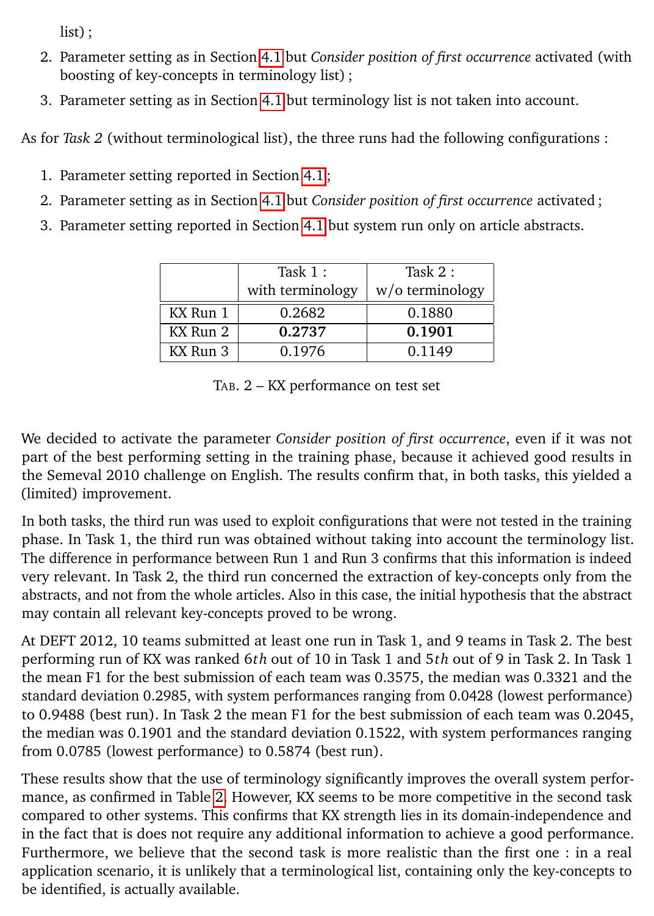list) ;

2. Parameter setting as in Section 4.1 but *Consider position of first occurrence* activated (with boosting of key-concepts in terminology list) ;
3. Parameter setting as in Section 4.1 but terminology list is not taken into account.

As for *Task 2* (without terminological list), the three runs had the following configurations :

1. Parameter setting reported in Section 4.1;
2. Parameter setting as in Section 4.1 but *Consider position of first occurrence* activated ;
3. Parameter setting reported in Section 4.1 but system run only on article abstracts.

| | Task 1 : with terminology | Task 2 : w/o terminology |
|---|---|---|
| KX Run 1 | 0.2682 | 0.1880 |
| KX Run 2 | **0.2737** | **0.1901** |
| KX Run 3 | 0.1976 | 0.1149 |

TAB. 2 – KX performance on test set

We decided to activate the parameter *Consider position of first occurrence*, even if it was not part of the best performing setting in the training phase, because it achieved good results in the Semeval 2010 challenge on English. The results confirm that, in both tasks, this yielded a (limited) improvement.

In both tasks, the third run was used to exploit configurations that were not tested in the training phase. In Task 1, the third run was obtained without taking into account the terminology list. The difference in performance between Run 1 and Run 3 confirms that this information is indeed very relevant. In Task 2, the third run concerned the extraction of key-concepts only from the abstracts, and not from the whole articles. Also in this case, the initial hypothesis that the abstract may contain all relevant key-concepts proved to be wrong.

At DEFT 2012, 10 teams submitted at least one run in Task 1, and 9 teams in Task 2. The best performing run of KX was ranked $6th$ out of 10 in Task 1 and $5th$ out of 9 in Task 2. In Task 1 the mean F1 for the best submission of each team was 0.3575, the median was 0.3321 and the standard deviation 0.2985, with system performances ranging from 0.0428 (lowest performance) to 0.9488 (best run). In Task 2 the mean F1 for the best submission of each team was 0.2045, the median was 0.1901 and the standard deviation 0.1522, with system performances ranging from 0.0785 (lowest performance) to 0.5874 (best run).

These results show that the use of terminology significantly improves the overall system performance, as confirmed in Table 2. However, KX seems to be more competitive in the second task compared to other systems. This confirms that KX strength lies in its domain-independence and in the fact that is does not require any additional information to achieve a good performance. Furthermore, we believe that the second task is more realistic than the first one : in a real application scenario, it is unlikely that a terminological list, containing only the key-concepts to be identified, is actually available.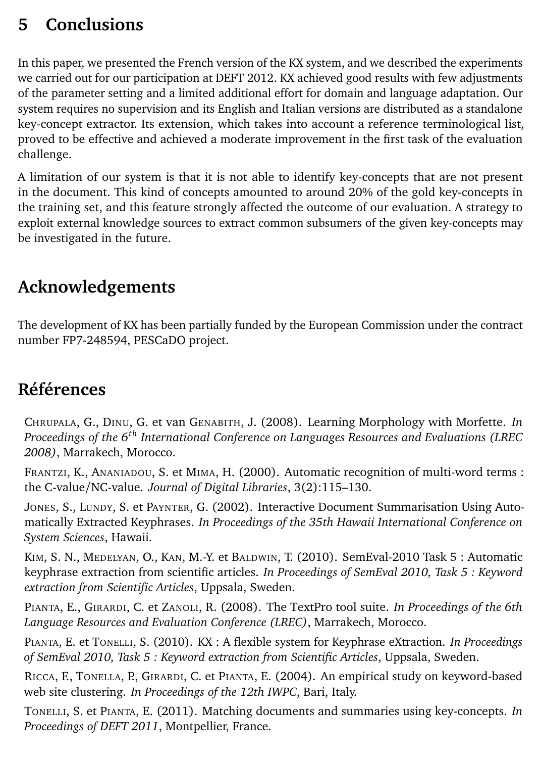# 5 Conclusions

In this paper, we presented the French version of the KX system, and we described the experiments we carried out for our participation at DEFT 2012. KX achieved good results with few adjustments of the parameter setting and a limited additional effort for domain and language adaptation. Our system requires no supervision and its English and Italian versions are distributed as a standalone key-concept extractor. Its extension, which takes into account a reference terminological list, proved to be effective and achieved a moderate improvement in the first task of the evaluation challenge.

A limitation of our system is that it is not able to identify key-concepts that are not present in the document. This kind of concepts amounted to around 20% of the gold key-concepts in the training set, and this feature strongly affected the outcome of our evaluation. A strategy to exploit external knowledge sources to extract common subsumers of the given key-concepts may be investigated in the future.

# Acknowledgements

The development of KX has been partially funded by the European Commission under the contract number FP7-248594, PESCaDO project.

# Références

CHRUPALA, G., DINU, G. et van GENABITH, J. (2008). Learning Morphology with Morfette. *In Proceedings of the $6^{th}$ International Conference on Languages Resources and Evaluations (LREC 2008)*, Marrakech, Morocco.

FRANTZI, K., ANANIADOU, S. et MIMA, H. (2000). Automatic recognition of multi-word terms : the C-value/NC-value. *Journal of Digital Libraries*, 3(2):115–130.

JONES, S., LUNDY, S. et PAYNTER, G. (2002). Interactive Document Summarisation Using Automatically Extracted Keyphrases. *In Proceedings of the 35th Hawaii International Conference on System Sciences*, Hawaii.

KIM, S. N., MEDELYAN, O., KAN, M.-Y. et BALDWIN, T. (2010). SemEval-2010 Task 5 : Automatic keyphrase extraction from scientific articles. *In Proceedings of SemEval 2010, Task 5 : Keyword extraction from Scientific Articles*, Uppsala, Sweden.

PIANTA, E., GIRARDI, C. et ZANOLI, R. (2008). The TextPro tool suite. *In Proceedings of the 6th Language Resources and Evaluation Conference (LREC)*, Marrakech, Morocco.

PIANTA, E. et TONELLI, S. (2010). KX : A flexible system for Keyphrase eXtraction. *In Proceedings of SemEval 2010, Task 5 : Keyword extraction from Scientific Articles*, Uppsala, Sweden.

RICCA, F., TONELLA, P., GIRARDI, C. et PIANTA, E. (2004). An empirical study on keyword-based web site clustering. *In Proceedings of the 12th IWPC*, Bari, Italy.

TONELLI, S. et PIANTA, E. (2011). Matching documents and summaries using key-concepts. *In Proceedings of DEFT 2011*, Montpellier, France.